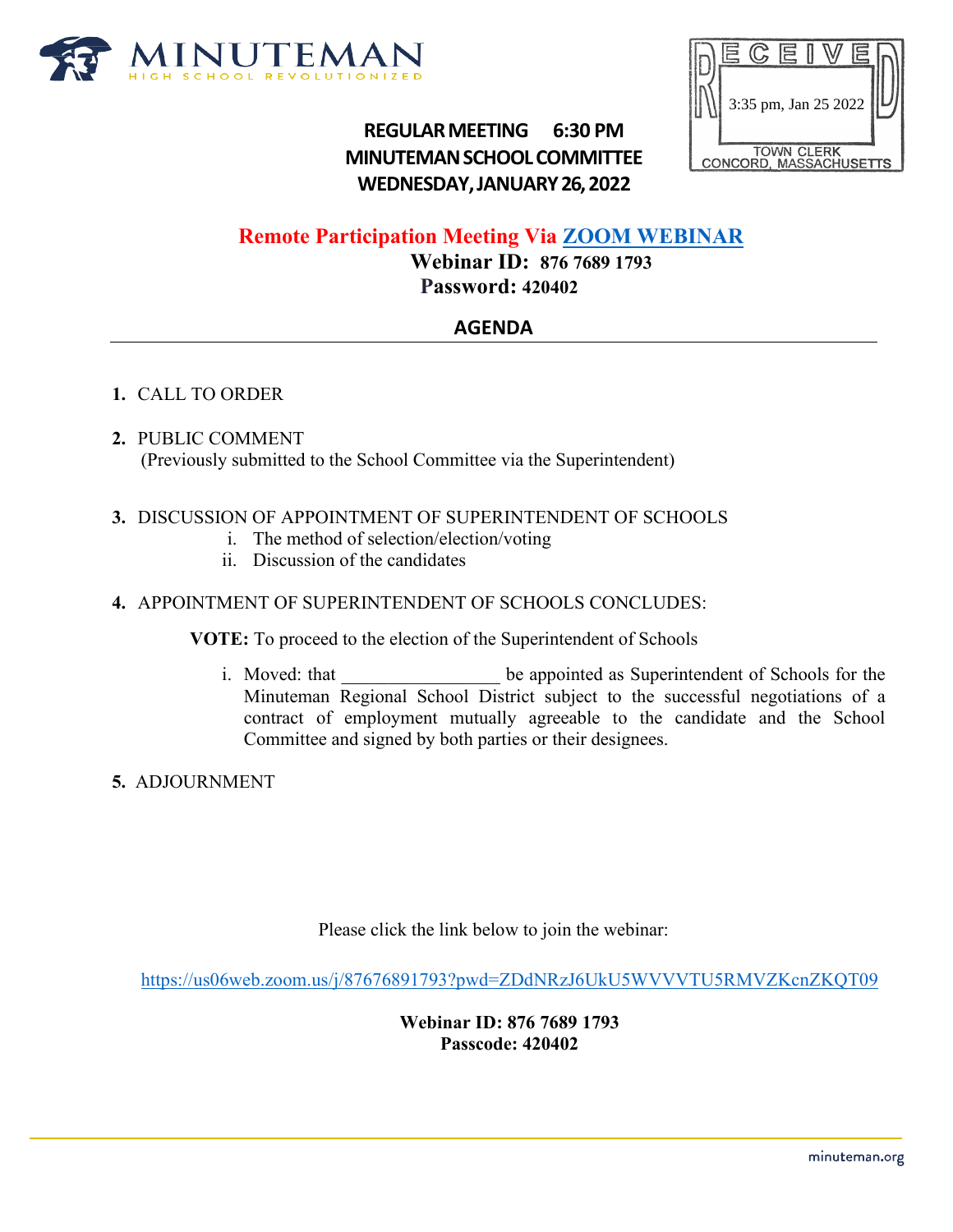MINUTEMAN
HIGH SCHOOL REVOLUTIONIZED

RECEIVED
3:35 pm, Jan 25 2022
TOWN CLERK
CONCORD, MASSACHUSETTS

**REGULAR MEETING 6:30 PM**
**MINUTEMAN SCHOOL COMMITTEE**
**WEDNESDAY, JANUARY 26, 2022**

**Remote Participation Meeting Via [ZOOM WEBINAR](https://us06web.zoom.us/j/87676891793?pwd=ZDdNRzJ6UkU5WVVVTU5RMVZKcnZKQT09)**

**Webinar ID: 876 7689 1793**

**Password: 420402**

## AGENDA

1. CALL TO ORDER

2. PUBLIC COMMENT
(Previously submitted to the School Committee via the Superintendent)

3. DISCUSSION OF APPOINTMENT OF SUPERINTENDENT OF SCHOOLS
   i. The method of selection/election/voting
   ii. Discussion of the candidates

4. APPOINTMENT OF SUPERINTENDENT OF SCHOOLS CONCLUDES:

   **VOTE:** To proceed to the election of the Superintendent of Schools

   i. Moved: that _________________ be appointed as Superintendent of Schools for the Minuteman Regional School District subject to the successful negotiations of a contract of employment mutually agreeable to the candidate and the School Committee and signed by both parties or their designees.

5. ADJOURNMENT

Please click the link below to join the webinar:

https://us06web.zoom.us/j/87676891793?pwd=ZDdNRzJ6UkU5WVVVTU5RMVZKcnZKQT09

**Webinar ID: 876 7689 1793**
**Passcode: 420402**

minuteman.org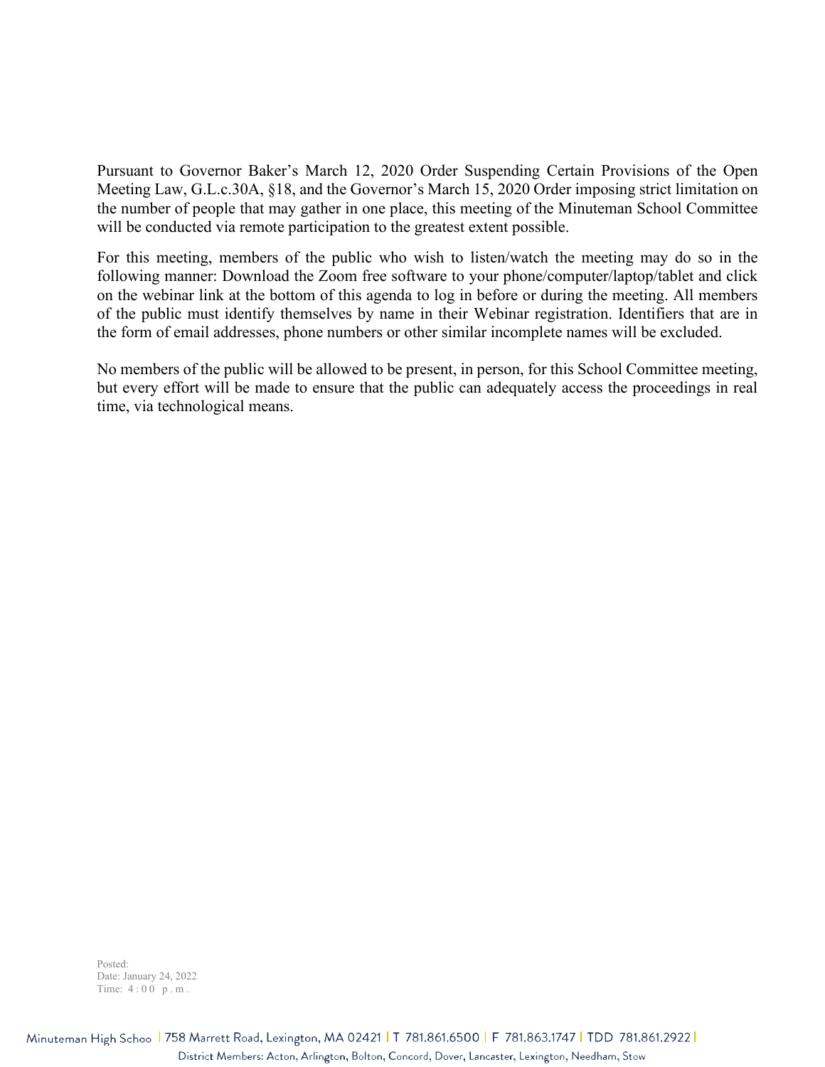Pursuant to Governor Baker's March 12, 2020 Order Suspending Certain Provisions of the Open Meeting Law, G.L.c.30A, §18, and the Governor's March 15, 2020 Order imposing strict limitation on the number of people that may gather in one place, this meeting of the Minuteman School Committee will be conducted via remote participation to the greatest extent possible.

For this meeting, members of the public who wish to listen/watch the meeting may do so in the following manner: Download the Zoom free software to your phone/computer/laptop/tablet and click on the webinar link at the bottom of this agenda to log in before or during the meeting. All members of the public must identify themselves by name in their Webinar registration. Identifiers that are in the form of email addresses, phone numbers or other similar incomplete names will be excluded.

No members of the public will be allowed to be present, in person, for this School Committee meeting, but every effort will be made to ensure that the public can adequately access the proceedings in real time, via technological means.

Posted:
Date: January 24, 2022
Time: 4:00 p.m.

Minuteman High Schoo | 758 Marrett Road, Lexington, MA 02421 | T 781.861.6500 | F 781.863.1747 | TDD 781.861.2922 |
District Members: Acton, Arlington, Bolton, Concord, Dover, Lancaster, Lexington, Needham, Stow